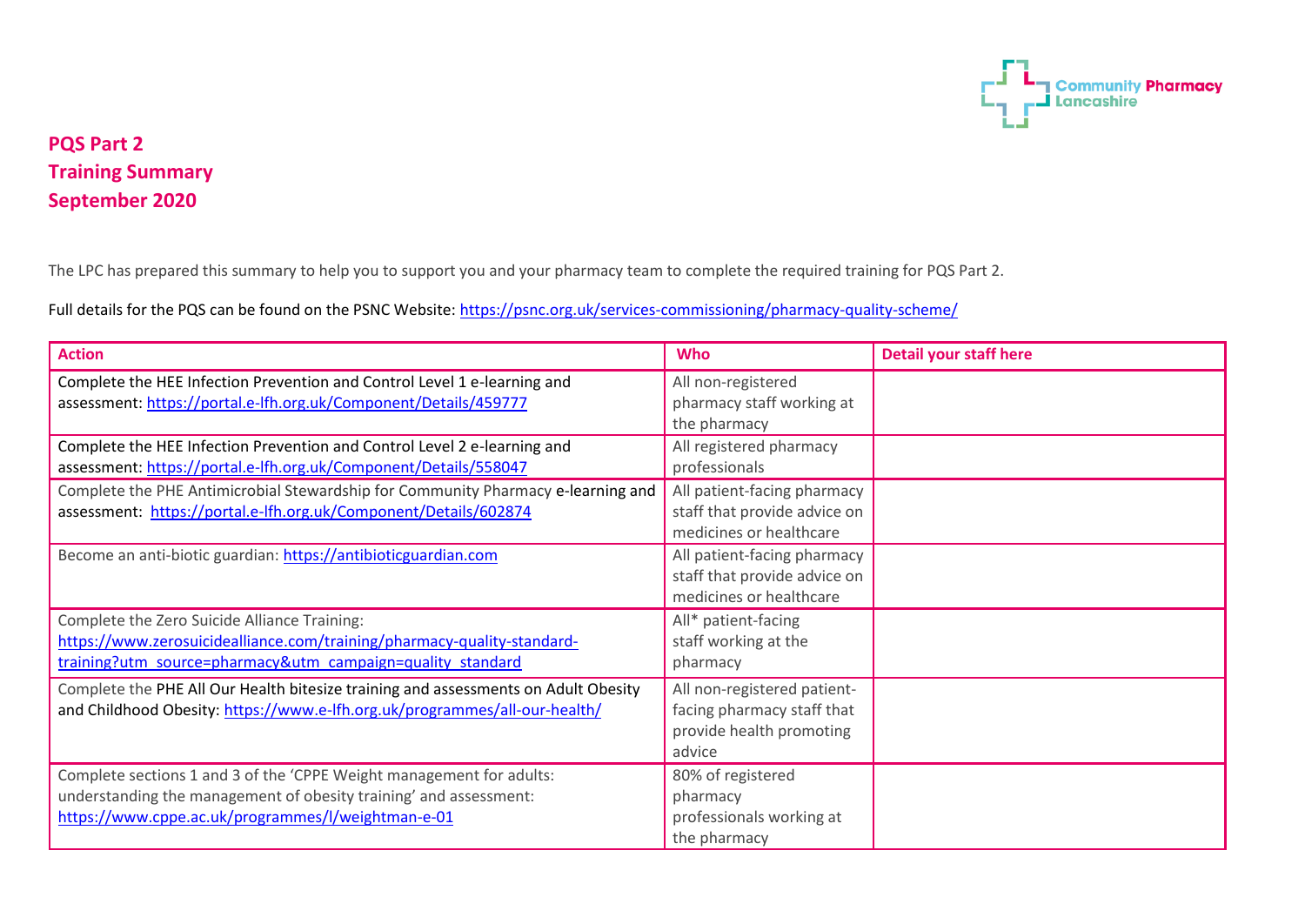Community Pharmacy Lancashire

# PQS Part 2
# Training Summary
# September 2020

The LPC has prepared this summary to help you to support you and your pharmacy team to complete the required training for PQS Part 2.

Full details for the PQS can be found on the PSNC Website: https://psnc.org.uk/services-commissioning/pharmacy-quality-scheme/

| Action | Who | Detail your staff here |
|---|---|---|
| Complete the HEE Infection Prevention and Control Level 1 e-learning and assessment: https://portal.e-lfh.org.uk/Component/Details/459777 | All non-registered pharmacy staff working at the pharmacy | |
| Complete the HEE Infection Prevention and Control Level 2 e-learning and assessment: https://portal.e-lfh.org.uk/Component/Details/558047 | All registered pharmacy professionals | |
| Complete the PHE Antimicrobial Stewardship for Community Pharmacy e-learning and assessment: https://portal.e-lfh.org.uk/Component/Details/602874 | All patient-facing pharmacy staff that provide advice on medicines or healthcare | |
| Become an anti-biotic guardian: https://antibioticguardian.com | All patient-facing pharmacy staff that provide advice on medicines or healthcare | |
| Complete the Zero Suicide Alliance Training: https://www.zerosuicidealliance.com/training/pharmacy-quality-standard-training?utm_source=pharmacy&utm_campaign=quality_standard | All* patient-facing staff working at the pharmacy | |
| Complete the PHE All Our Health bitesize training and assessments on Adult Obesity and Childhood Obesity: https://www.e-lfh.org.uk/programmes/all-our-health/ | All non-registered patient-facing pharmacy staff that provide health promoting advice | |
| Complete sections 1 and 3 of the 'CPPE Weight management for adults: understanding the management of obesity training' and assessment: https://www.cppe.ac.uk/programmes/l/weightman-e-01 | 80% of registered pharmacy professionals working at the pharmacy | |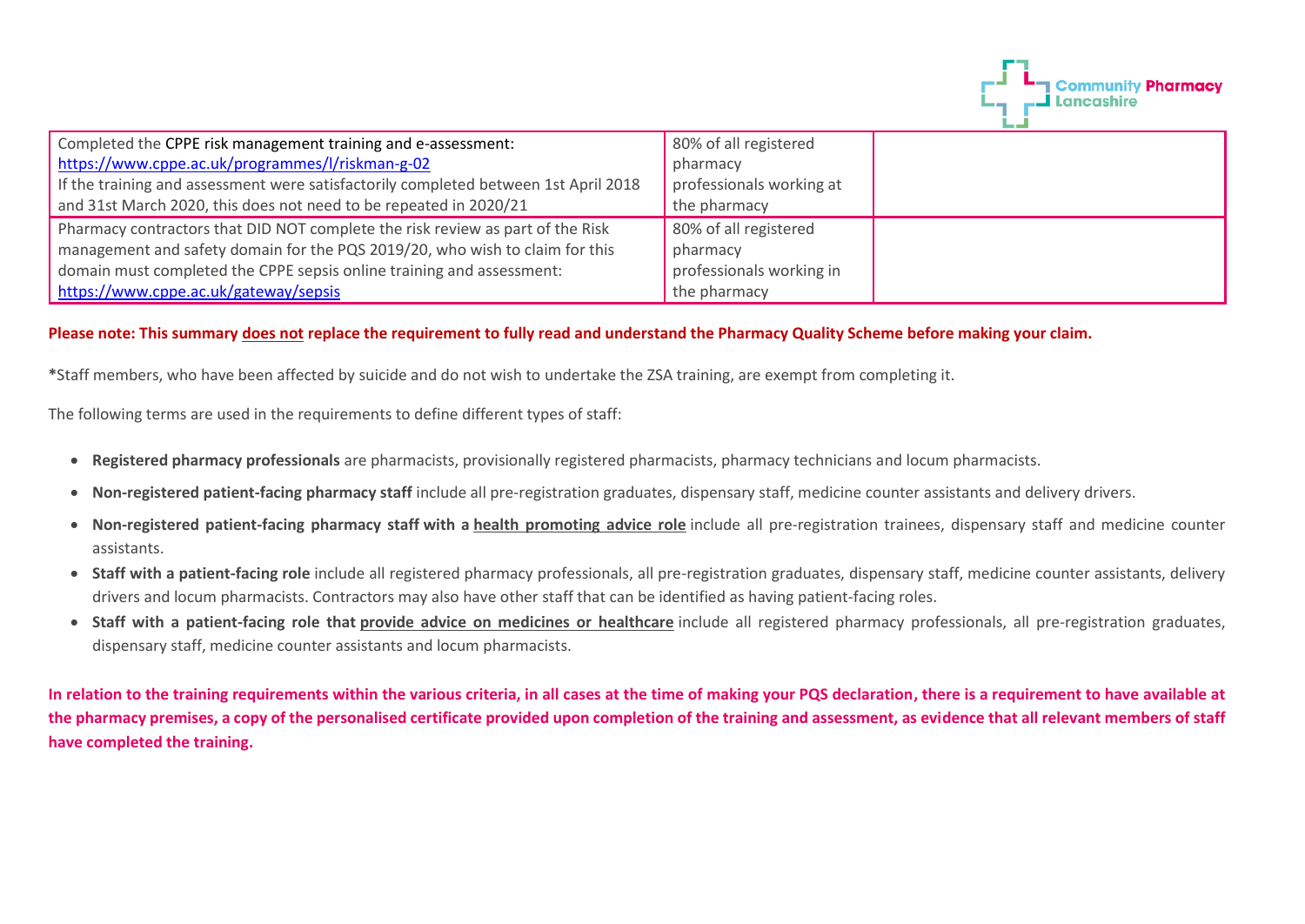| | | |
|---|---|---|
| Completed the CPPE risk management training and e-assessment: https://www.cppe.ac.uk/programmes/l/riskman-g-02 If the training and assessment were satisfactorily completed between 1st April 2018 and 31st March 2020, this does not need to be repeated in 2020/21 | 80% of all registered pharmacy professionals working at the pharmacy | |
| Pharmacy contractors that DID NOT complete the risk review as part of the Risk management and safety domain for the PQS 2019/20, who wish to claim for this domain must completed the CPPE sepsis online training and assessment: https://www.cppe.ac.uk/gateway/sepsis | 80% of all registered pharmacy professionals working in the pharmacy | |

**Please note: This summary does not replace the requirement to fully read and understand the Pharmacy Quality Scheme before making your claim.**

*Staff members, who have been affected by suicide and do not wish to undertake the ZSA training, are exempt from completing it.

The following terms are used in the requirements to define different types of staff:

- **Registered pharmacy professionals** are pharmacists, provisionally registered pharmacists, pharmacy technicians and locum pharmacists.
- **Non-registered patient-facing pharmacy staff** include all pre-registration graduates, dispensary staff, medicine counter assistants and delivery drivers.
- **Non-registered patient-facing pharmacy staff with a health promoting advice role** include all pre-registration trainees, dispensary staff and medicine counter assistants.
- **Staff with a patient-facing role** include all registered pharmacy professionals, all pre-registration graduates, dispensary staff, medicine counter assistants, delivery drivers and locum pharmacists. Contractors may also have other staff that can be identified as having patient-facing roles.
- **Staff with a patient-facing role that provide advice on medicines or healthcare** include all registered pharmacy professionals, all pre-registration graduates, dispensary staff, medicine counter assistants and locum pharmacists.

**In relation to the training requirements within the various criteria, in all cases at the time of making your PQS declaration, there is a requirement to have available at the pharmacy premises, a copy of the personalised certificate provided upon completion of the training and assessment, as evidence that all relevant members of staff have completed the training.**